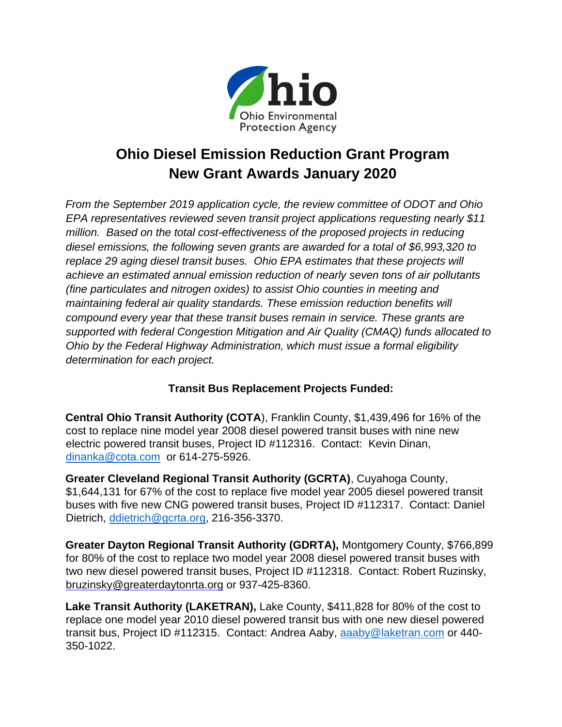Ohio Environmental Protection Agency

# Ohio Diesel Emission Reduction Grant Program
# New Grant Awards January 2020

*From the September 2019 application cycle, the review committee of ODOT and Ohio EPA representatives reviewed seven transit project applications requesting nearly $11 million. Based on the total cost-effectiveness of the proposed projects in reducing diesel emissions, the following seven grants are awarded for a total of $6,993,320 to replace 29 aging diesel transit buses. Ohio EPA estimates that these projects will achieve an estimated annual emission reduction of nearly seven tons of air pollutants (fine particulates and nitrogen oxides) to assist Ohio counties in meeting and maintaining federal air quality standards. These emission reduction benefits will compound every year that these transit buses remain in service. These grants are supported with federal Congestion Mitigation and Air Quality (CMAQ) funds allocated to Ohio by the Federal Highway Administration, which must issue a formal eligibility determination for each project.*

## Transit Bus Replacement Projects Funded:

**Central Ohio Transit Authority (COTA**), Franklin County, $1,439,496 for 16% of the cost to replace nine model year 2008 diesel powered transit buses with nine new electric powered transit buses, Project ID #112316. Contact: Kevin Dinan, dinanka@cota.com or 614-275-5926.

**Greater Cleveland Regional Transit Authority (GCRTA)**, Cuyahoga County, $1,644,131 for 67% of the cost to replace five model year 2005 diesel powered transit buses with five new CNG powered transit buses, Project ID #112317. Contact: Daniel Dietrich, ddietrich@gcrta.org, 216-356-3370.

**Greater Dayton Regional Transit Authority (GDRTA),** Montgomery County, $766,899 for 80% of the cost to replace two model year 2008 diesel powered transit buses with two new diesel powered transit buses, Project ID #112318. Contact: Robert Ruzinsky, bruzinsky@greaterdaytonrta.org or 937-425-8360.

**Lake Transit Authority (LAKETRAN),** Lake County, $411,828 for 80% of the cost to replace one model year 2010 diesel powered transit bus with one new diesel powered transit bus, Project ID #112315. Contact: Andrea Aaby, aaaby@laketran.com or 440-350-1022.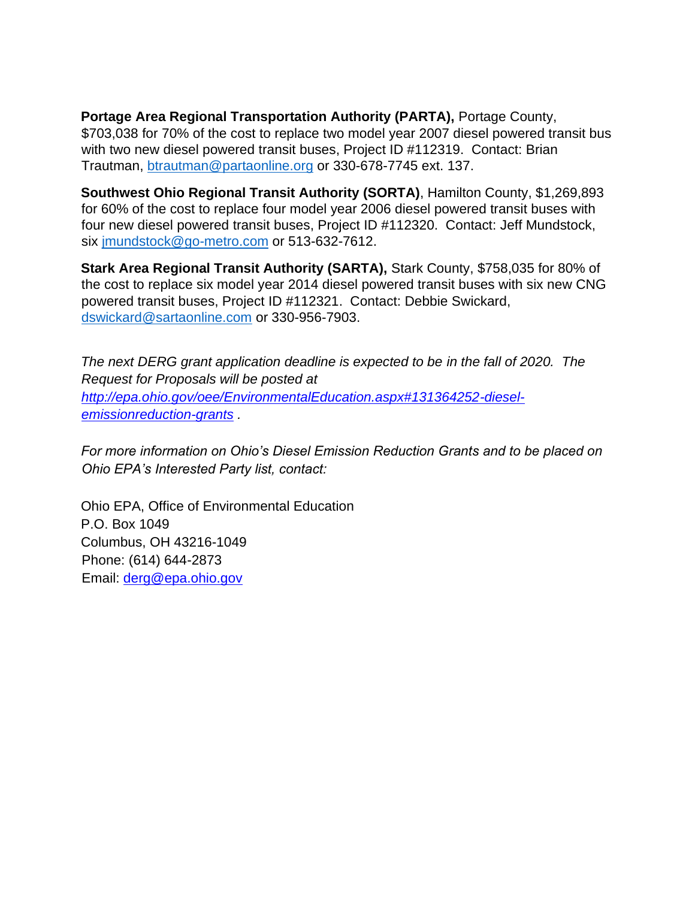**Portage Area Regional Transportation Authority (PARTA),** Portage County, $703,038 for 70% of the cost to replace two model year 2007 diesel powered transit bus with two new diesel powered transit buses, Project ID #112319. Contact: Brian Trautman, btrautman@partaonline.org or 330-678-7745 ext. 137.

**Southwest Ohio Regional Transit Authority (SORTA)**, Hamilton County, $1,269,893 for 60% of the cost to replace four model year 2006 diesel powered transit buses with four new diesel powered transit buses, Project ID #112320. Contact: Jeff Mundstock, six jmundstock@go-metro.com or 513-632-7612.

**Stark Area Regional Transit Authority (SARTA),** Stark County, $758,035 for 80% of the cost to replace six model year 2014 diesel powered transit buses with six new CNG powered transit buses, Project ID #112321. Contact: Debbie Swickard, dswickard@sartaonline.com or 330-956-7903.

*The next DERG grant application deadline is expected to be in the fall of 2020. The Request for Proposals will be posted at http://epa.ohio.gov/oee/EnvironmentalEducation.aspx#131364252-diesel-emissionreduction-grants .*

*For more information on Ohio's Diesel Emission Reduction Grants and to be placed on Ohio EPA's Interested Party list, contact:*

Ohio EPA, Office of Environmental Education
P.O. Box 1049
Columbus, OH 43216-1049
Phone: (614) 644-2873
Email: derg@epa.ohio.gov